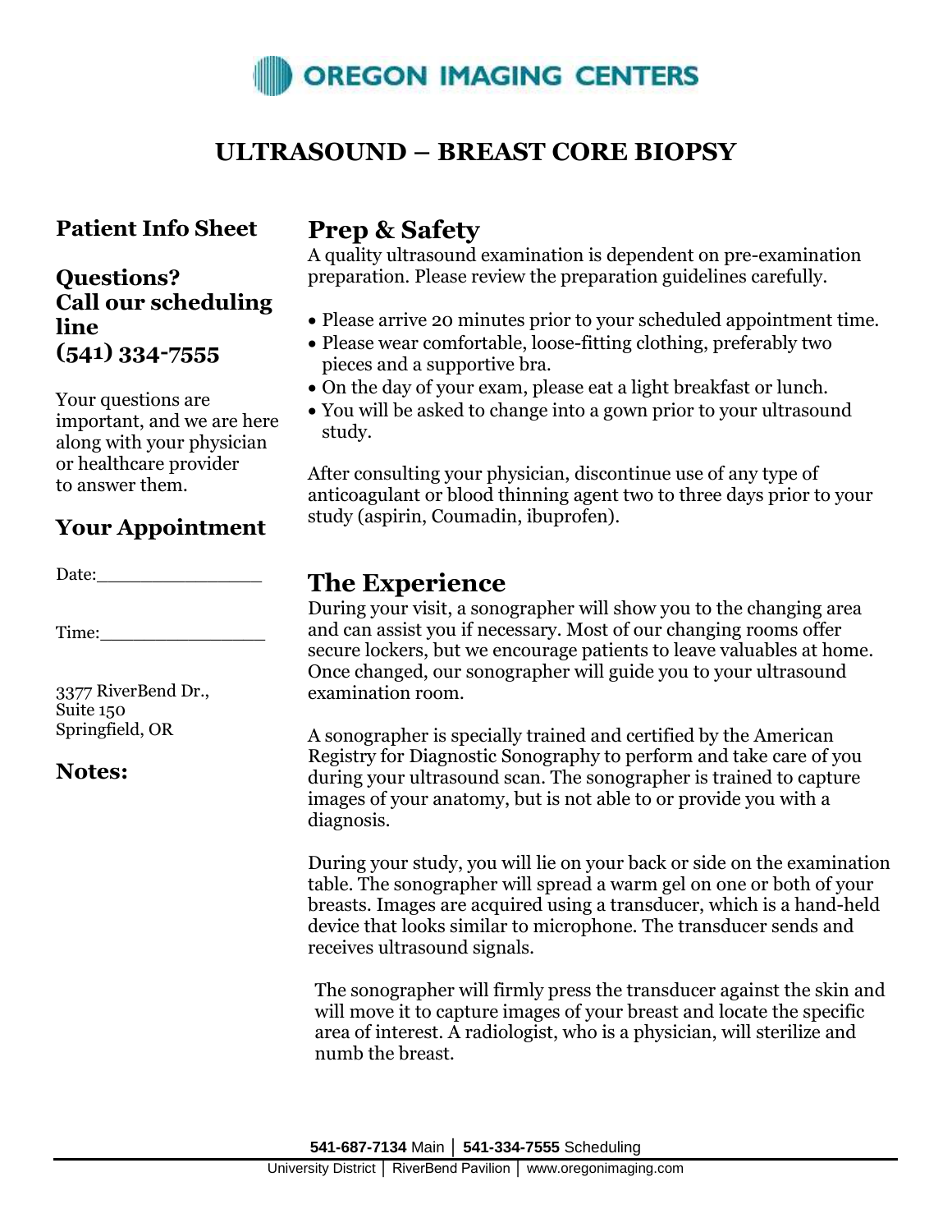OREGON IMAGING CENTERS

# ULTRASOUND – BREAST CORE BIOPSY

**Patient Info Sheet**

**Questions?**
**Call our scheduling line**
**(541) 334-7555**

Your questions are important, and we are here along with your physician or healthcare provider to answer them.

## Your Appointment

Date:_______________

Time:_______________

3377 RiverBend Dr.,
Suite 150
Springfield, OR

## Notes:

## Prep & Safety

A quality ultrasound examination is dependent on pre-examination preparation. Please review the preparation guidelines carefully.

- Please arrive 20 minutes prior to your scheduled appointment time.
- Please wear comfortable, loose-fitting clothing, preferably two pieces and a supportive bra.
- On the day of your exam, please eat a light breakfast or lunch.
- You will be asked to change into a gown prior to your ultrasound study.

After consulting your physician, discontinue use of any type of anticoagulant or blood thinning agent two to three days prior to your study (aspirin, Coumadin, ibuprofen).

## The Experience

During your visit, a sonographer will show you to the changing area and can assist you if necessary. Most of our changing rooms offer secure lockers, but we encourage patients to leave valuables at home. Once changed, our sonographer will guide you to your ultrasound examination room.

A sonographer is specially trained and certified by the American Registry for Diagnostic Sonography to perform and take care of you during your ultrasound scan. The sonographer is trained to capture images of your anatomy, but is not able to or provide you with a diagnosis.

During your study, you will lie on your back or side on the examination table. The sonographer will spread a warm gel on one or both of your breasts. Images are acquired using a transducer, which is a hand-held device that looks similar to microphone. The transducer sends and receives ultrasound signals.

The sonographer will firmly press the transducer against the skin and will move it to capture images of your breast and locate the specific area of interest. A radiologist, who is a physician, will sterilize and numb the breast.

**541-687-7134** Main | **541-334-7555** Scheduling

University District | RiverBend Pavilion | www.oregonimaging.com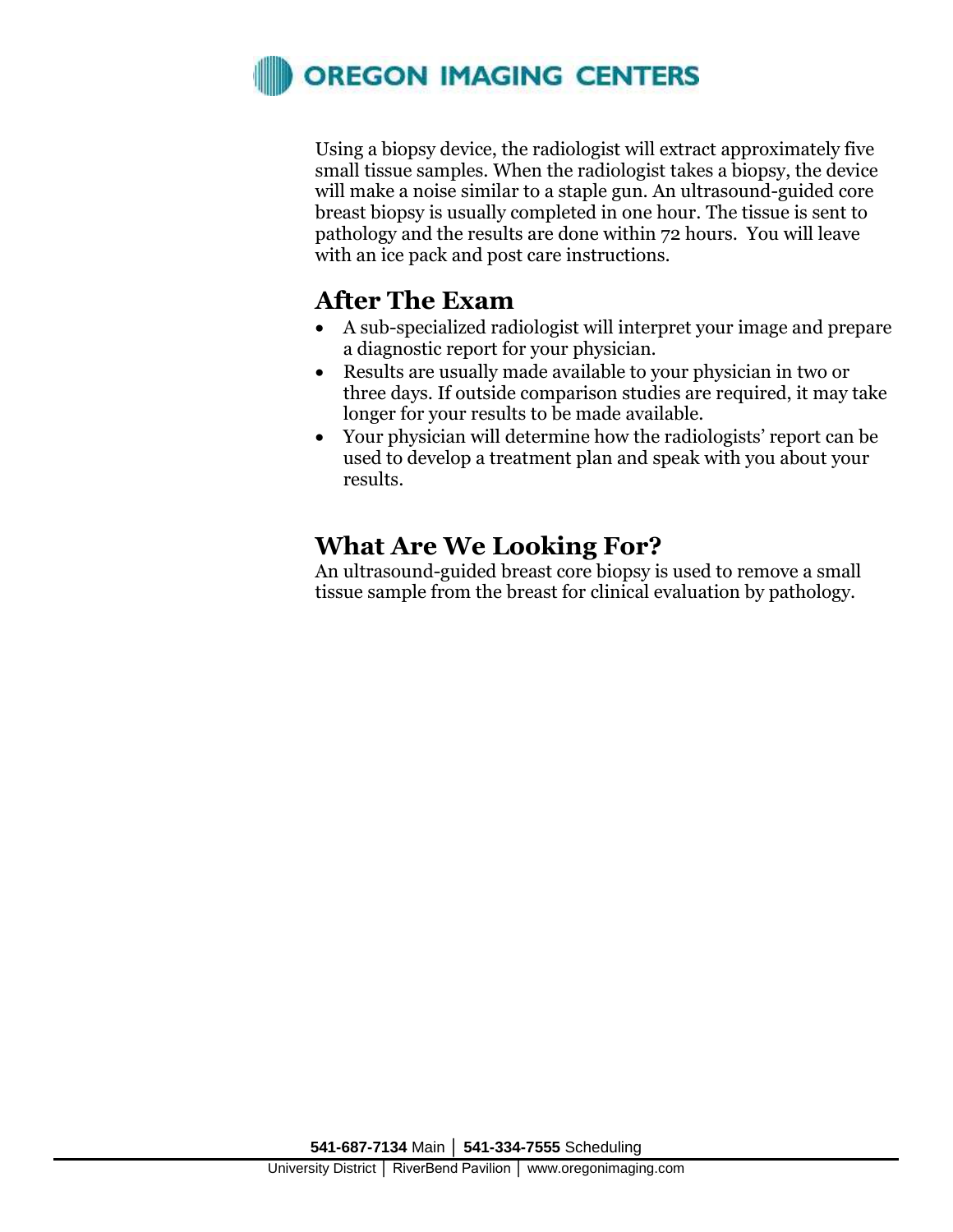Using a biopsy device, the radiologist will extract approximately five small tissue samples. When the radiologist takes a biopsy, the device will make a noise similar to a staple gun. An ultrasound-guided core breast biopsy is usually completed in one hour. The tissue is sent to pathology and the results are done within 72 hours. You will leave with an ice pack and post care instructions.

## After The Exam

- A sub-specialized radiologist will interpret your image and prepare a diagnostic report for your physician.
- Results are usually made available to your physician in two or three days. If outside comparison studies are required, it may take longer for your results to be made available.
- Your physician will determine how the radiologists' report can be used to develop a treatment plan and speak with you about your results.

## What Are We Looking For?

An ultrasound-guided breast core biopsy is used to remove a small tissue sample from the breast for clinical evaluation by pathology.